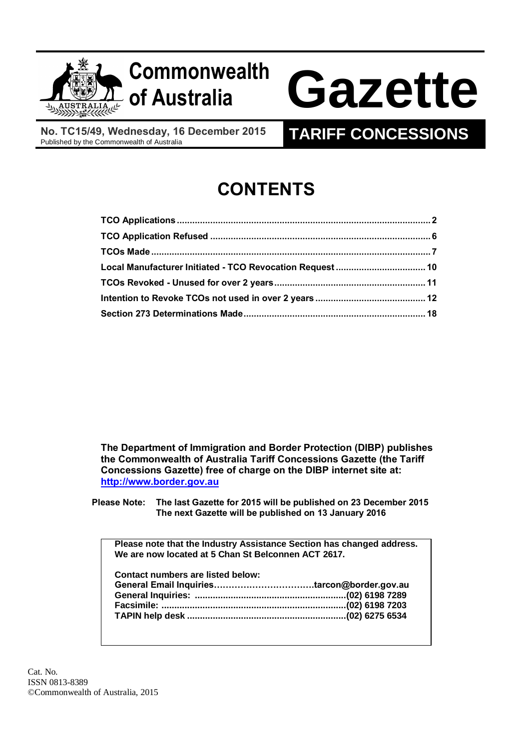# Commonwealth of Australia Gazette

**No. TC15/49, Wednesday, 16 December 2015**
Published by the Commonwealth of Australia

**TARIFF CONCESSIONS**

## CONTENTS

| | |
|---|---|
| **TCO Applications** | **2** |
| **TCO Application Refused** | **6** |
| **TCOs Made** | **7** |
| **Local Manufacturer Initiated - TCO Revocation Request** | **10** |
| **TCOs Revoked - Unused for over 2 years** | **11** |
| **Intention to Revoke TCOs not used in over 2 years** | **12** |
| **Section 273 Determinations Made** | **18** |

**The Department of Immigration and Border Protection (DIBP) publishes the Commonwealth of Australia Tariff Concessions Gazette (the Tariff Concessions Gazette) free of charge on the DIBP internet site at: http://www.border.gov.au**

**Please Note: The last Gazette for 2015 will be published on 23 December 2015**
**The next Gazette will be published on 13 January 2016**

**Please note that the Industry Assistance Section has changed address. We are now located at 5 Chan St Belconnen ACT 2617.**

**Contact numbers are listed below:**

| | |
|---|---|
| **General Email Inquiries** | **tarcon@border.gov.au** |
| **General Inquiries:** | **(02) 6198 7289** |
| **Facsimile:** | **(02) 6198 7203** |
| **TAPIN help desk** | **(02) 6275 6534** |

Cat. No.
ISSN 0813-8389
©Commonwealth of Australia, 2015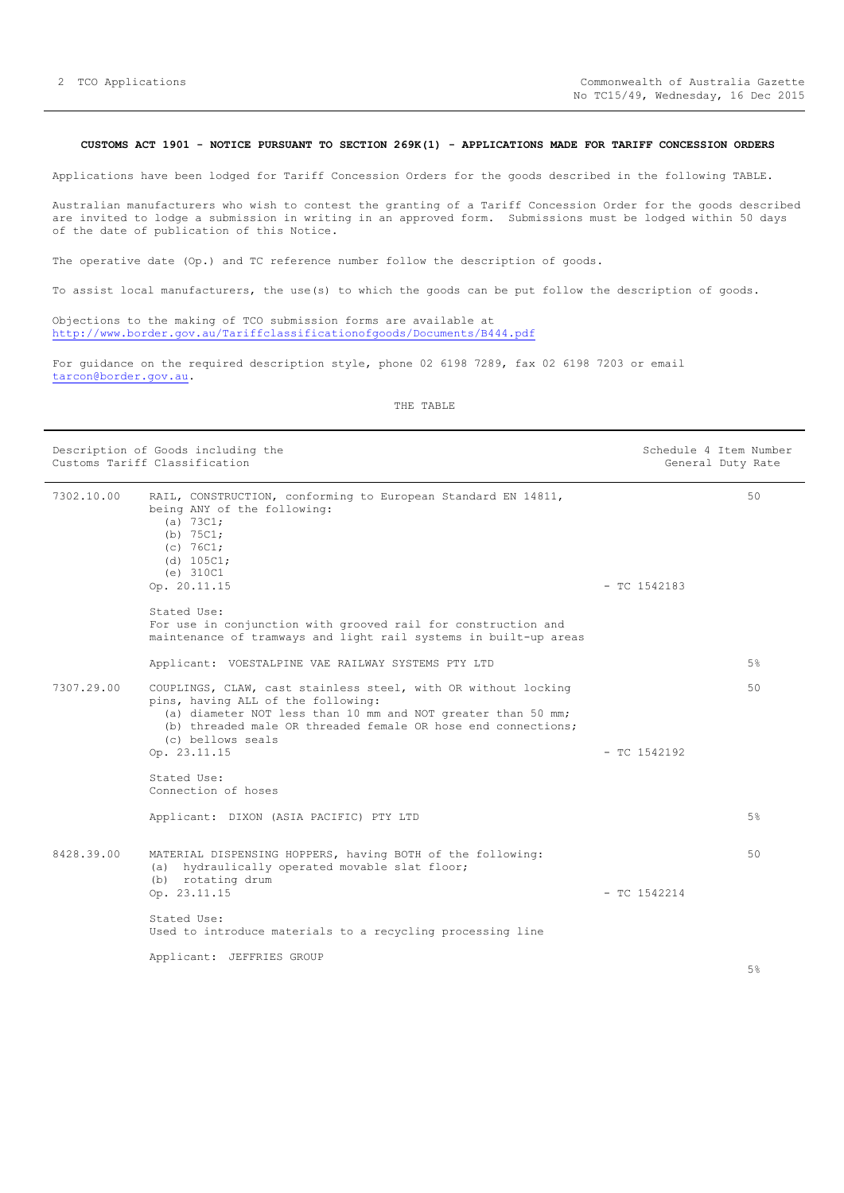**CUSTOMS ACT 1901 - NOTICE PURSUANT TO SECTION 269K(1) - APPLICATIONS MADE FOR TARIFF CONCESSION ORDERS**

Applications have been lodged for Tariff Concession Orders for the goods described in the following TABLE.

Australian manufacturers who wish to contest the granting of a Tariff Concession Order for the goods described are invited to lodge a submission in writing in an approved form. Submissions must be lodged within 50 days of the date of publication of this Notice.

The operative date (Op.) and TC reference number follow the description of goods.

To assist local manufacturers, the use(s) to which the goods can be put follow the description of goods.

Objections to the making of TCO submission forms are available at http://www.border.gov.au/Tariffclassificationofgoods/Documents/B444.pdf

For guidance on the required description style, phone 02 6198 7289, fax 02 6198 7203 or email tarcon@border.gov.au.

THE TABLE

| | Description of Goods including the Customs Tariff Classification | | Schedule 4 Item Number / General Duty Rate |
|---|---|---|---|
| 7302.10.00 | RAIL, CONSTRUCTION, conforming to European Standard EN 14811, being ANY of the following:<br>(a) 73C1;<br>(b) 75C1;<br>(c) 76C1;<br>(d) 105C1;<br>(e) 310C1<br>Op. 20.11.15<br><br>Stated Use:<br>For use in conjunction with grooved rail for construction and maintenance of tramways and light rail systems in built-up areas<br><br>Applicant: VOESTALPINE VAE RAILWAY SYSTEMS PTY LTD | - TC 1542183 | 50<br><br>5% |
| 7307.29.00 | COUPLINGS, CLAW, cast stainless steel, with OR without locking pins, having ALL of the following:<br>(a) diameter NOT less than 10 mm and NOT greater than 50 mm;<br>(b) threaded male OR threaded female OR hose end connections;<br>(c) bellows seals<br>Op. 23.11.15<br><br>Stated Use:<br>Connection of hoses<br><br>Applicant: DIXON (ASIA PACIFIC) PTY LTD | - TC 1542192 | 50<br><br>5% |
| 8428.39.00 | MATERIAL DISPENSING HOPPERS, having BOTH of the following:<br>(a) hydraulically operated movable slat floor;<br>(b) rotating drum<br>Op. 23.11.15<br><br>Stated Use:<br>Used to introduce materials to a recycling processing line<br><br>Applicant: JEFFRIES GROUP | - TC 1542214 | 50<br><br>5% |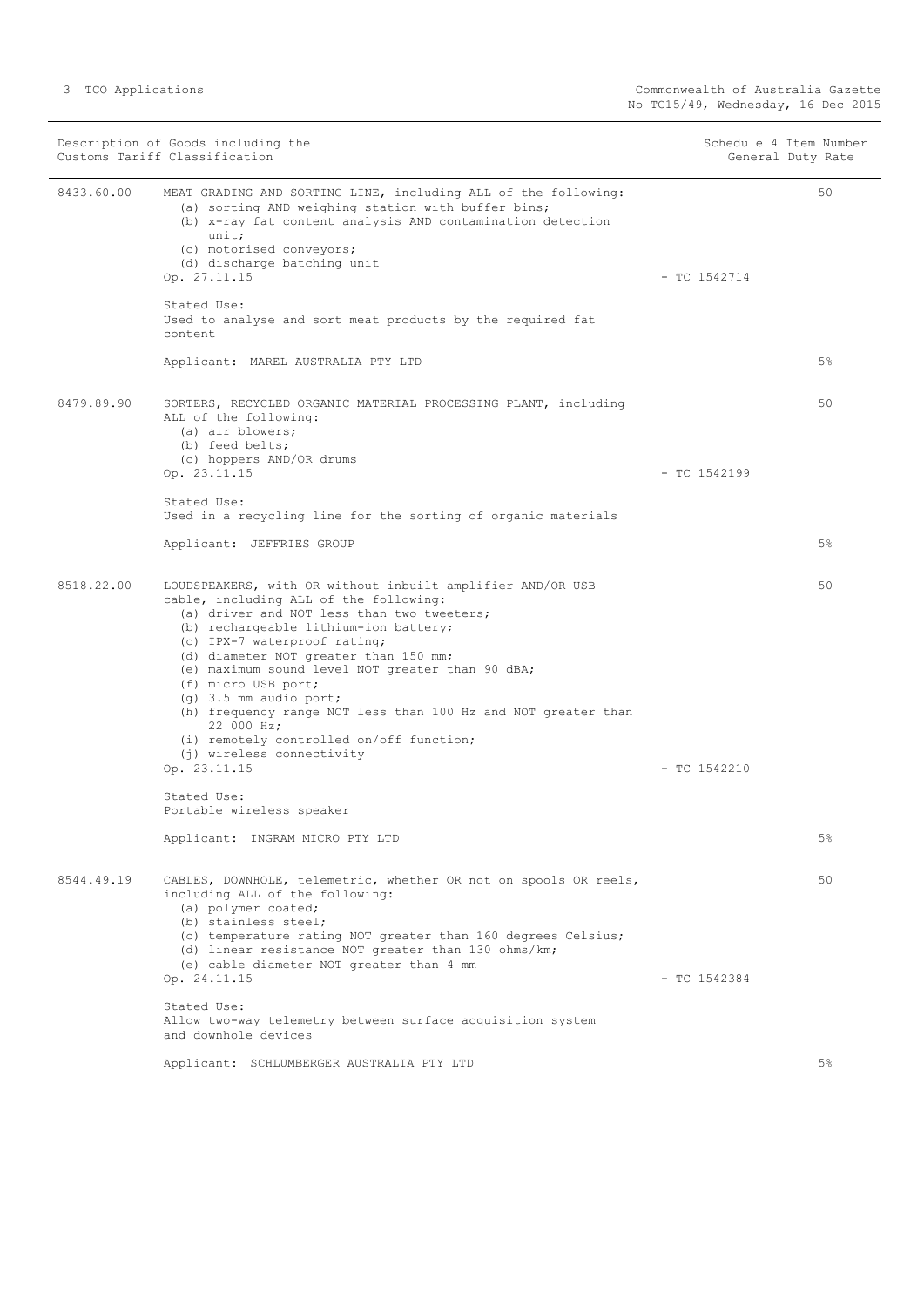| Description of Goods including the Customs Tariff Classification | | | Schedule 4 Item Number / General Duty Rate |
|---|---|---|---|
| 8433.60.00 | MEAT GRADING AND SORTING LINE, including ALL of the following:<br>(a) sorting AND weighing station with buffer bins;<br>(b) x-ray fat content analysis AND contamination detection unit;<br>(c) motorised conveyors;<br>(d) discharge batching unit<br>Op. 27.11.15<br><br>Stated Use:<br>Used to analyse and sort meat products by the required fat content<br><br>Applicant: MAREL AUSTRALIA PTY LTD | - TC 1542714 | 50<br><br>5% |
| 8479.89.90 | SORTERS, RECYCLED ORGANIC MATERIAL PROCESSING PLANT, including ALL of the following:<br>(a) air blowers;<br>(b) feed belts;<br>(c) hoppers AND/OR drums<br>Op. 23.11.15<br><br>Stated Use:<br>Used in a recycling line for the sorting of organic materials<br><br>Applicant: JEFFRIES GROUP | - TC 1542199 | 50<br><br>5% |
| 8518.22.00 | LOUDSPEAKERS, with OR without inbuilt amplifier AND/OR USB cable, including ALL of the following:<br>(a) driver and NOT less than two tweeters;<br>(b) rechargeable lithium-ion battery;<br>(c) IPX-7 waterproof rating;<br>(d) diameter NOT greater than 150 mm;<br>(e) maximum sound level NOT greater than 90 dBA;<br>(f) micro USB port;<br>(g) 3.5 mm audio port;<br>(h) frequency range NOT less than 100 Hz and NOT greater than 22 000 Hz;<br>(i) remotely controlled on/off function;<br>(j) wireless connectivity<br>Op. 23.11.15<br><br>Stated Use:<br>Portable wireless speaker<br><br>Applicant: INGRAM MICRO PTY LTD | - TC 1542210 | 50<br><br>5% |
| 8544.49.19 | CABLES, DOWNHOLE, telemetric, whether OR not on spools OR reels, including ALL of the following:<br>(a) polymer coated;<br>(b) stainless steel;<br>(c) temperature rating NOT greater than 160 degrees Celsius;<br>(d) linear resistance NOT greater than 130 ohms/km;<br>(e) cable diameter NOT greater than 4 mm<br>Op. 24.11.15<br><br>Stated Use:<br>Allow two-way telemetry between surface acquisition system and downhole devices<br><br>Applicant: SCHLUMBERGER AUSTRALIA PTY LTD | - TC 1542384 | 50<br><br>5% |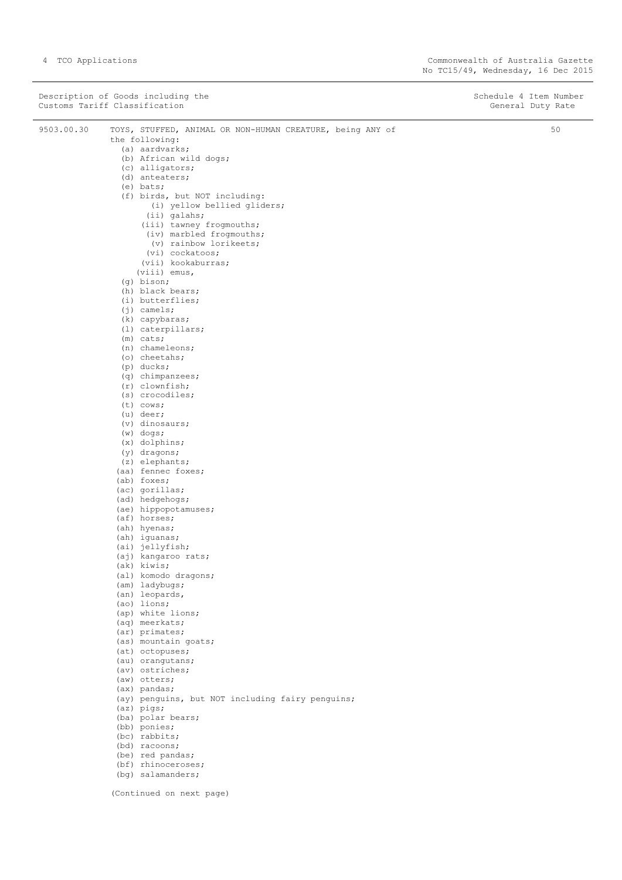| Description of Goods including the Customs Tariff Classification | | Schedule 4 Item Number General Duty Rate |
|---|---|---|
| 9503.00.30 | TOYS, STUFFED, ANIMAL OR NON-HUMAN CREATURE, being ANY of the following: | 50 |

(a) aardvarks;
(b) African wild dogs;
(c) alligators;
(d) anteaters;
(e) bats;
(f) birds, but NOT including:
  (i) yellow bellied gliders;
  (ii) galahs;
  (iii) tawney frogmouths;
  (iv) marbled frogmouths;
  (v) rainbow lorikeets;
  (vi) cockatoos;
  (vii) kookaburras;
  (viii) emus,
(g) bison;
(h) black bears;
(i) butterflies;
(j) camels;
(k) capybaras;
(l) caterpillars;
(m) cats;
(n) chameleons;
(o) cheetahs;
(p) ducks;
(q) chimpanzees;
(r) clownfish;
(s) crocodiles;
(t) cows;
(u) deer;
(v) dinosaurs;
(w) dogs;
(x) dolphins;
(y) dragons;
(z) elephants;
(aa) fennec foxes;
(ab) foxes;
(ac) gorillas;
(ad) hedgehogs;
(ae) hippopotamuses;
(af) horses;
(ah) hyenas;
(ah) iguanas;
(ai) jellyfish;
(aj) kangaroo rats;
(ak) kiwis;
(al) komodo dragons;
(am) ladybugs;
(an) leopards,
(ao) lions;
(ap) white lions;
(aq) meerkats;
(ar) primates;
(as) mountain goats;
(at) octopuses;
(au) orangutans;
(av) ostriches;
(aw) otters;
(ax) pandas;
(ay) penguins, but NOT including fairy penguins;
(az) pigs;
(ba) polar bears;
(bb) ponies;
(bc) rabbits;
(bd) racoons;
(be) red pandas;
(bf) rhinoceroses;
(bg) salamanders;

(Continued on next page)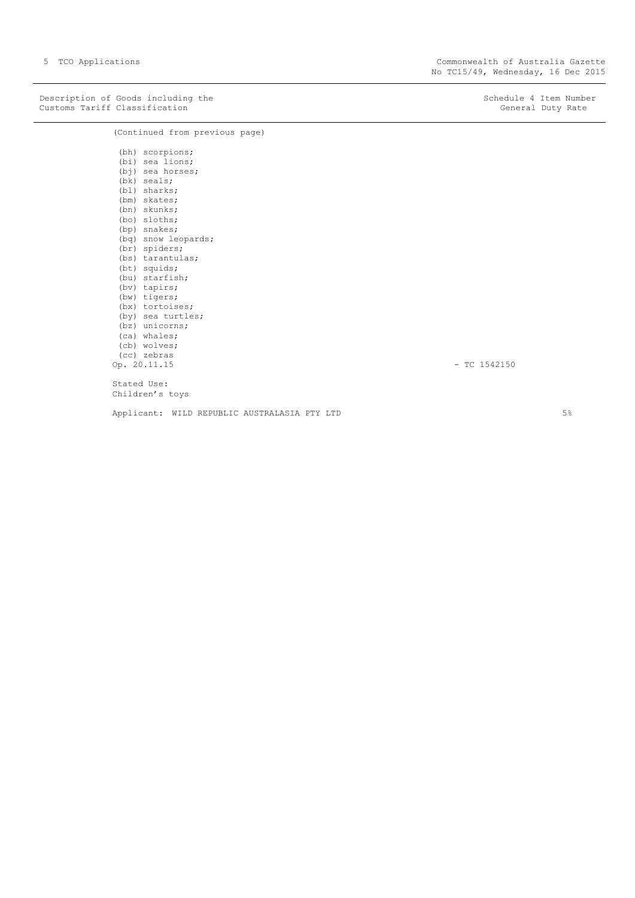| Description of Goods including the Customs Tariff Classification | Schedule 4 Item Number General Duty Rate |
| --- | --- |

(Continued from previous page)

(bh) scorpions;
(bi) sea lions;
(bj) sea horses;
(bk) seals;
(bl) sharks;
(bm) skates;
(bn) skunks;
(bo) sloths;
(bp) snakes;
(bq) snow leopards;
(br) spiders;
(bs) tarantulas;
(bt) squids;
(bu) starfish;
(bv) tapirs;
(bw) tigers;
(bx) tortoises;
(by) sea turtles;
(bz) unicorns;
(ca) whales;
(cb) wolves;
(cc) zebras

Op. 20.11.15 - TC 1542150

Stated Use:
Children's toys

Applicant: WILD REPUBLIC AUSTRALASIA PTY LTD 5%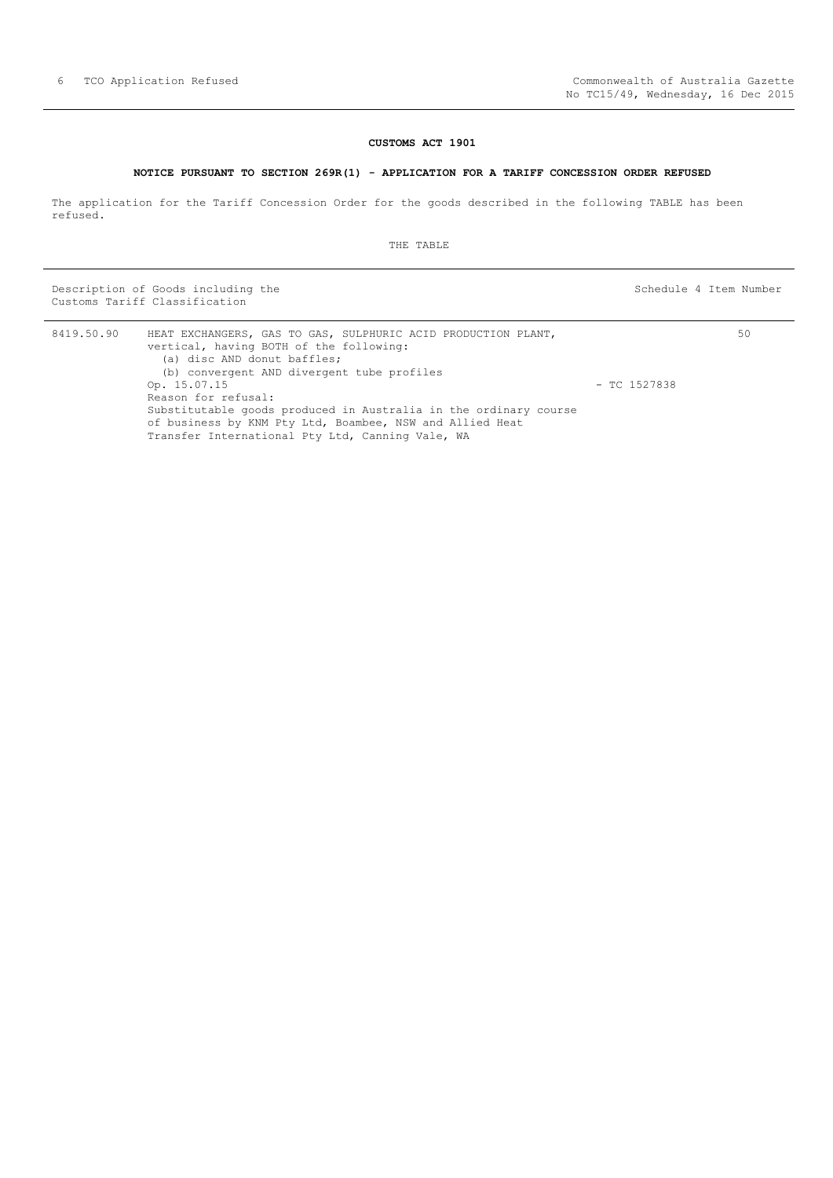## CUSTOMS ACT 1901

### NOTICE PURSUANT TO SECTION 269R(1) - APPLICATION FOR A TARIFF CONCESSION ORDER REFUSED

The application for the Tariff Concession Order for the goods described in the following TABLE has been refused.

THE TABLE

| Description of Goods including the Customs Tariff Classification | | | Schedule 4 Item Number |
|---|---|---|---|
| 8419.50.90 | HEAT EXCHANGERS, GAS TO GAS, SULPHURIC ACID PRODUCTION PLANT, vertical, having BOTH of the following:<br>(a) disc AND donut baffles;<br>(b) convergent AND divergent tube profiles<br>Op. 15.07.15<br>Reason for refusal:<br>Substitutable goods produced in Australia in the ordinary course of business by KNM Pty Ltd, Boambee, NSW and Allied Heat Transfer International Pty Ltd, Canning Vale, WA | - TC 1527838 | 50 |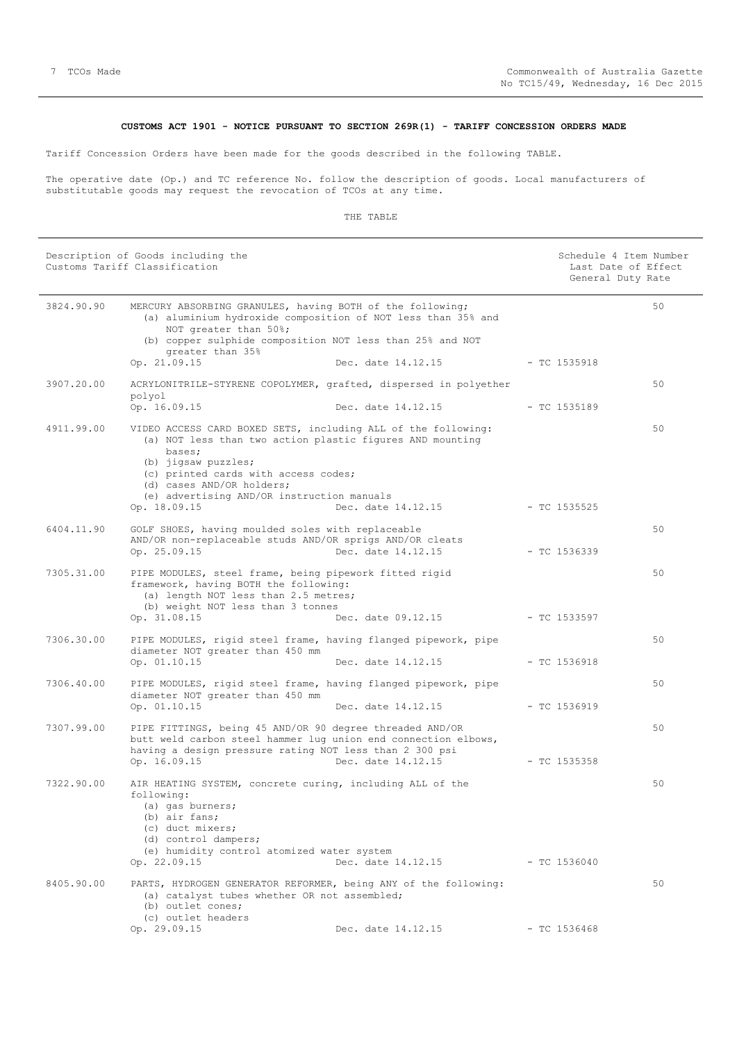**CUSTOMS ACT 1901 - NOTICE PURSUANT TO SECTION 269R(1) - TARIFF CONCESSION ORDERS MADE**

Tariff Concession Orders have been made for the goods described in the following TABLE.

The operative date (Op.) and TC reference No. follow the description of goods. Local manufacturers of substitutable goods may request the revocation of TCOs at any time.

THE TABLE

| Description of Goods including the Customs Tariff Classification | | Schedule 4 Item Number Last Date of Effect General Duty Rate |
|---|---|---|
| 3824.90.90 | MERCURY ABSORBING GRANULES, having BOTH of the following;<br>(a) aluminium hydroxide composition of NOT less than 35% and NOT greater than 50%;<br>(b) copper sulphide composition NOT less than 25% and NOT greater than 35%<br>Op. 21.09.15 Dec. date 14.12.15 - TC 1535918 | 50 |
| 3907.20.00 | ACRYLONITRILE-STYRENE COPOLYMER, grafted, dispersed in polyether polyol<br>Op. 16.09.15 Dec. date 14.12.15 - TC 1535189 | 50 |
| 4911.99.00 | VIDEO ACCESS CARD BOXED SETS, including ALL of the following:<br>(a) NOT less than two action plastic figures AND mounting bases;<br>(b) jigsaw puzzles;<br>(c) printed cards with access codes;<br>(d) cases AND/OR holders;<br>(e) advertising AND/OR instruction manuals<br>Op. 18.09.15 Dec. date 14.12.15 - TC 1535525 | 50 |
| 6404.11.90 | GOLF SHOES, having moulded soles with replaceable AND/OR non-replaceable studs AND/OR sprigs AND/OR cleats<br>Op. 25.09.15 Dec. date 14.12.15 - TC 1536339 | 50 |
| 7305.31.00 | PIPE MODULES, steel frame, being pipework fitted rigid framework, having BOTH the following:<br>(a) length NOT less than 2.5 metres;<br>(b) weight NOT less than 3 tonnes<br>Op. 31.08.15 Dec. date 09.12.15 - TC 1533597 | 50 |
| 7306.30.00 | PIPE MODULES, rigid steel frame, having flanged pipework, pipe diameter NOT greater than 450 mm<br>Op. 01.10.15 Dec. date 14.12.15 - TC 1536918 | 50 |
| 7306.40.00 | PIPE MODULES, rigid steel frame, having flanged pipework, pipe diameter NOT greater than 450 mm<br>Op. 01.10.15 Dec. date 14.12.15 - TC 1536919 | 50 |
| 7307.99.00 | PIPE FITTINGS, being 45 AND/OR 90 degree threaded AND/OR butt weld carbon steel hammer lug union end connection elbows, having a design pressure rating NOT less than 2 300 psi<br>Op. 16.09.15 Dec. date 14.12.15 - TC 1535358 | 50 |
| 7322.90.00 | AIR HEATING SYSTEM, concrete curing, including ALL of the following:<br>(a) gas burners;<br>(b) air fans;<br>(c) duct mixers;<br>(d) control dampers;<br>(e) humidity control atomized water system<br>Op. 22.09.15 Dec. date 14.12.15 - TC 1536040 | 50 |
| 8405.90.00 | PARTS, HYDROGEN GENERATOR REFORMER, being ANY of the following:<br>(a) catalyst tubes whether OR not assembled;<br>(b) outlet cones;<br>(c) outlet headers<br>Op. 29.09.15 Dec. date 14.12.15 - TC 1536468 | 50 |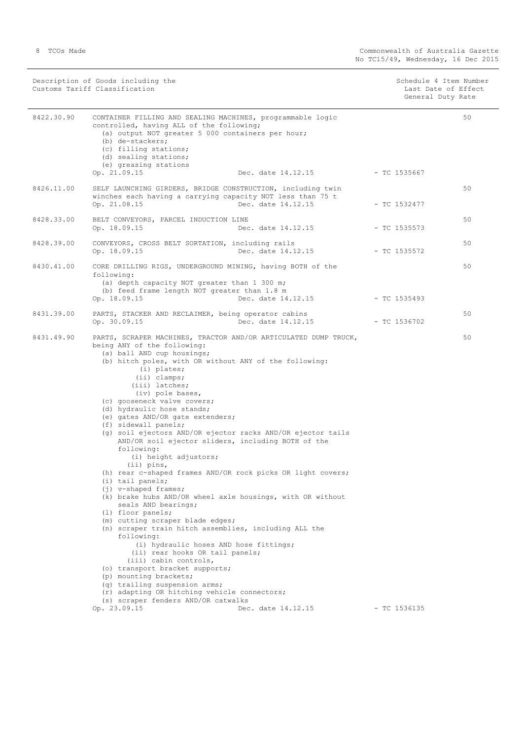| Description of Goods including the Customs Tariff Classification | | | Schedule 4 Item Number Last Date of Effect General Duty Rate |
|---|---|---|---|
| 8422.30.90 | CONTAINER FILLING AND SEALING MACHINES, programmable logic controlled, having ALL of the following;<br>(a) output NOT greater 5 000 containers per hour;<br>(b) de-stackers;<br>(c) filling stations;<br>(d) sealing stations;<br>(e) greasing stations<br>Op. 21.09.15 Dec. date 14.12.15 | - TC 1535667 | 50 |
| 8426.11.00 | SELF LAUNCHING GIRDERS, BRIDGE CONSTRUCTION, including twin winches each having a carrying capacity NOT less than 75 t<br>Op. 21.08.15 Dec. date 14.12.15 | - TC 1532477 | 50 |
| 8428.33.00 | BELT CONVEYORS, PARCEL INDUCTION LINE<br>Op. 18.09.15 Dec. date 14.12.15 | - TC 1535573 | 50 |
| 8428.39.00 | CONVEYORS, CROSS BELT SORTATION, including rails<br>Op. 18.09.15 Dec. date 14.12.15 | - TC 1535572 | 50 |
| 8430.41.00 | CORE DRILLING RIGS, UNDERGROUND MINING, having BOTH of the following:<br>(a) depth capacity NOT greater than 1 300 m;<br>(b) feed frame length NOT greater than 1.8 m<br>Op. 18.09.15 Dec. date 14.12.15 | - TC 1535493 | 50 |
| 8431.39.00 | PARTS, STACKER AND RECLAIMER, being operator cabins<br>Op. 30.09.15 Dec. date 14.12.15 | - TC 1536702 | 50 |
| 8431.49.90 | PARTS, SCRAPER MACHINES, TRACTOR AND/OR ARTICULATED DUMP TRUCK, being ANY of the following:<br>(a) ball AND cup housings;<br>(b) hitch poles, with OR without ANY of the following:<br>(i) plates;<br>(ii) clamps;<br>(iii) latches;<br>(iv) pole bases,<br>(c) gooseneck valve covers;<br>(d) hydraulic hose stands;<br>(e) gates AND/OR gate extenders;<br>(f) sidewall panels;<br>(g) soil ejectors AND/OR ejector racks AND/OR ejector tails AND/OR soil ejector sliders, including BOTH of the following:<br>(i) height adjustors;<br>(ii) pins,<br>(h) rear c-shaped frames AND/OR rock picks OR light covers;<br>(i) tail panels;<br>(j) v-shaped frames;<br>(k) brake hubs AND/OR wheel axle housings, with OR without seals AND bearings;<br>(l) floor panels;<br>(m) cutting scraper blade edges;<br>(n) scraper train hitch assemblies, including ALL the following:<br>(i) hydraulic hoses AND hose fittings;<br>(ii) rear hooks OR tail panels;<br>(iii) cabin controls,<br>(o) transport bracket supports;<br>(p) mounting brackets;<br>(q) trailing suspension arms;<br>(r) adapting OR hitching vehicle connectors;<br>(s) scraper fenders AND/OR catwalks<br>Op. 23.09.15 Dec. date 14.12.15 | - TC 1536135 | 50 |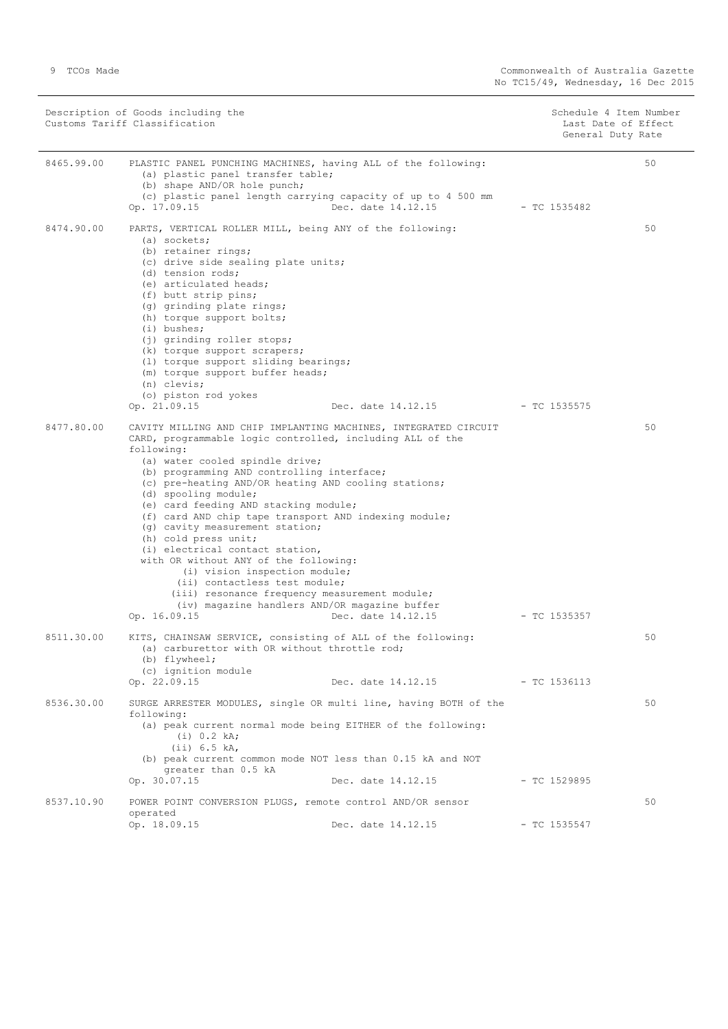| Description of Goods including the Customs Tariff Classification | | | Schedule 4 Item Number Last Date of Effect General Duty Rate |
|---|---|---|---|
| 8465.99.00 | PLASTIC PANEL PUNCHING MACHINES, having ALL of the following:<br>(a) plastic panel transfer table;<br>(b) shape AND/OR hole punch;<br>(c) plastic panel length carrying capacity of up to 4 500 mm<br>Op. 17.09.15 Dec. date 14.12.15 | - TC 1535482 | 50 |
| 8474.90.00 | PARTS, VERTICAL ROLLER MILL, being ANY of the following:<br>(a) sockets;<br>(b) retainer rings;<br>(c) drive side sealing plate units;<br>(d) tension rods;<br>(e) articulated heads;<br>(f) butt strip pins;<br>(g) grinding plate rings;<br>(h) torque support bolts;<br>(i) bushes;<br>(j) grinding roller stops;<br>(k) torque support scrapers;<br>(l) torque support sliding bearings;<br>(m) torque support buffer heads;<br>(n) clevis;<br>(o) piston rod yokes<br>Op. 21.09.15 Dec. date 14.12.15 | - TC 1535575 | 50 |
| 8477.80.00 | CAVITY MILLING AND CHIP IMPLANTING MACHINES, INTEGRATED CIRCUIT CARD, programmable logic controlled, including ALL of the following:<br>(a) water cooled spindle drive;<br>(b) programming AND controlling interface;<br>(c) pre-heating AND/OR heating AND cooling stations;<br>(d) spooling module;<br>(e) card feeding AND stacking module;<br>(f) card AND chip tape transport AND indexing module;<br>(g) cavity measurement station;<br>(h) cold press unit;<br>(i) electrical contact station,<br>with OR without ANY of the following:<br>(i) vision inspection module;<br>(ii) contactless test module;<br>(iii) resonance frequency measurement module;<br>(iv) magazine handlers AND/OR magazine buffer<br>Op. 16.09.15 Dec. date 14.12.15 | - TC 1535357 | 50 |
| 8511.30.00 | KITS, CHAINSAW SERVICE, consisting of ALL of the following:<br>(a) carburettor with OR without throttle rod;<br>(b) flywheel;<br>(c) ignition module<br>Op. 22.09.15 Dec. date 14.12.15 | - TC 1536113 | 50 |
| 8536.30.00 | SURGE ARRESTER MODULES, single OR multi line, having BOTH of the following:<br>(a) peak current normal mode being EITHER of the following:<br>(i) 0.2 kA;<br>(ii) 6.5 kA,<br>(b) peak current common mode NOT less than 0.15 kA and NOT greater than 0.5 kA<br>Op. 30.07.15 Dec. date 14.12.15 | - TC 1529895 | 50 |
| 8537.10.90 | POWER POINT CONVERSION PLUGS, remote control AND/OR sensor operated<br>Op. 18.09.15 Dec. date 14.12.15 | - TC 1535547 | 50 |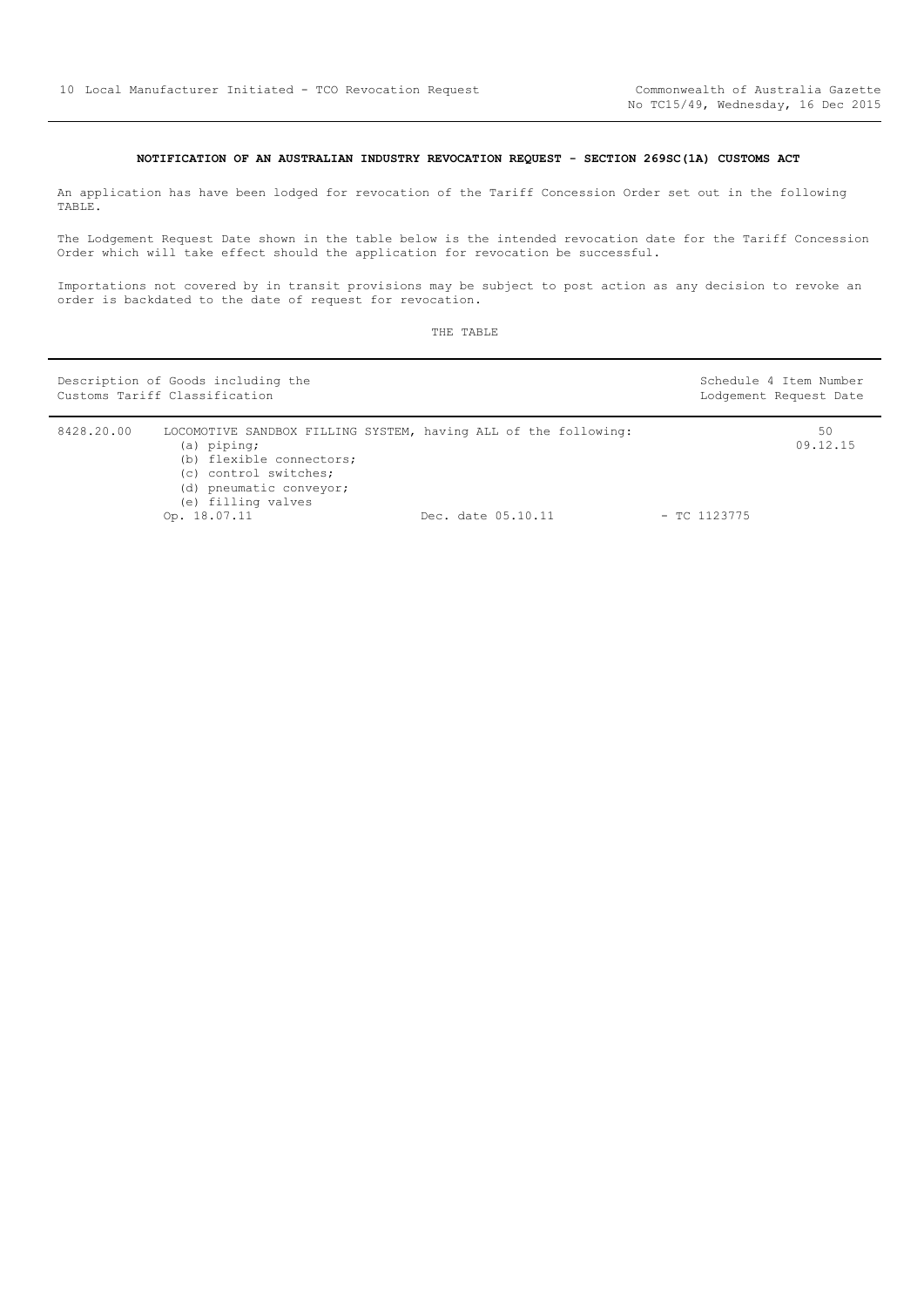**NOTIFICATION OF AN AUSTRALIAN INDUSTRY REVOCATION REQUEST - SECTION 269SC(1A) CUSTOMS ACT**

An application has have been lodged for revocation of the Tariff Concession Order set out in the following TABLE.

The Lodgement Request Date shown in the table below is the intended revocation date for the Tariff Concession Order which will take effect should the application for revocation be successful.

Importations not covered by in transit provisions may be subject to post action as any decision to revoke an order is backdated to the date of request for revocation.

THE TABLE

| Description of Goods including the Customs Tariff Classification | | Schedule 4 Item Number Lodgement Request Date |
|---|---|---|
| 8428.20.00 | LOCOMOTIVE SANDBOX FILLING SYSTEM, having ALL of the following:<br>(a) piping;<br>(b) flexible connectors;<br>(c) control switches;<br>(d) pneumatic conveyor;<br>(e) filling valves<br>Op. 18.07.11 Dec. date 05.10.11 - TC 1123775 | 50<br>09.12.15 |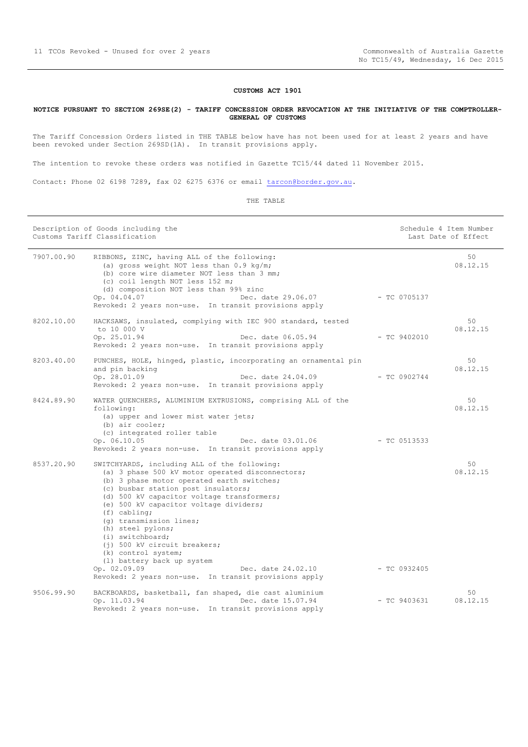**CUSTOMS ACT 1901**

**NOTICE PURSUANT TO SECTION 269SE(2) - TARIFF CONCESSION ORDER REVOCATION AT THE INITIATIVE OF THE COMPTROLLER-GENERAL OF CUSTOMS**

The Tariff Concession Orders listed in THE TABLE below have has not been used for at least 2 years and have been revoked under Section 269SD(1A). In transit provisions apply.

The intention to revoke these orders was notified in Gazette TC15/44 dated 11 November 2015.

Contact: Phone 02 6198 7289, fax 02 6275 6376 or email tarcon@border.gov.au.

THE TABLE

| Description of Goods including the Customs Tariff Classification | | | Schedule 4 Item Number Last Date of Effect |
|---|---|---|---|
| 7907.00.90 | RIBBONS, ZINC, having ALL of the following:<br>(a) gross weight NOT less than 0.9 kg/m;<br>(b) core wire diameter NOT less than 3 mm;<br>(c) coil length NOT less 152 m;<br>(d) composition NOT less than 99% zinc<br>Op. 04.04.07 Dec. date 29.06.07<br>Revoked: 2 years non-use. In transit provisions apply | - TC 0705137 | 50<br>08.12.15 |
| 8202.10.00 | HACKSAWS, insulated, complying with IEC 900 standard, tested to 10 000 V<br>Op. 25.01.94 Dec. date 06.05.94<br>Revoked: 2 years non-use. In transit provisions apply | - TC 9402010 | 50<br>08.12.15 |
| 8203.40.00 | PUNCHES, HOLE, hinged, plastic, incorporating an ornamental pin and pin backing<br>Op. 28.01.09 Dec. date 24.04.09<br>Revoked: 2 years non-use. In transit provisions apply | - TC 0902744 | 50<br>08.12.15 |
| 8424.89.90 | WATER QUENCHERS, ALUMINIUM EXTRUSIONS, comprising ALL of the following:<br>(a) upper and lower mist water jets;<br>(b) air cooler;<br>(c) integrated roller table<br>Op. 06.10.05 Dec. date 03.01.06<br>Revoked: 2 years non-use. In transit provisions apply | - TC 0513533 | 50<br>08.12.15 |
| 8537.20.90 | SWITCHYARDS, including ALL of the following:<br>(a) 3 phase 500 kV motor operated disconnectors;<br>(b) 3 phase motor operated earth switches;<br>(c) busbar station post insulators;<br>(d) 500 kV capacitor voltage transformers;<br>(e) 500 kV capacitor voltage dividers;<br>(f) cabling;<br>(g) transmission lines;<br>(h) steel pylons;<br>(i) switchboard;<br>(j) 500 kV circuit breakers;<br>(k) control system;<br>(l) battery back up system<br>Op. 02.09.09 Dec. date 24.02.10<br>Revoked: 2 years non-use. In transit provisions apply | - TC 0932405 | 50<br>08.12.15 |
| 9506.99.90 | BACKBOARDS, basketball, fan shaped, die cast aluminium<br>Op. 11.03.94 Dec. date 15.07.94<br>Revoked: 2 years non-use. In transit provisions apply | - TC 9403631 | 50<br>08.12.15 |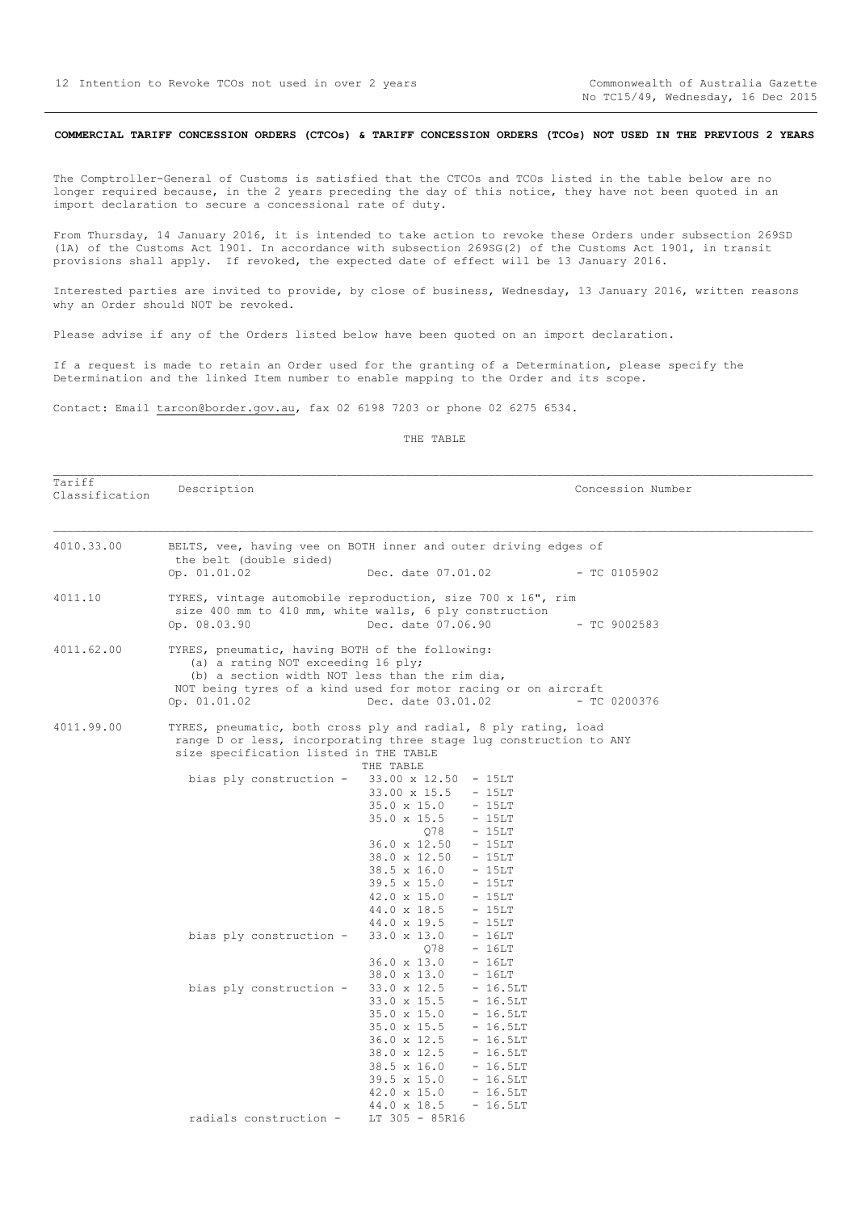**COMMERCIAL TARIFF CONCESSION ORDERS (CTCOs) & TARIFF CONCESSION ORDERS (TCOs) NOT USED IN THE PREVIOUS 2 YEARS**

The Comptroller-General of Customs is satisfied that the CTCOs and TCOs listed in the table below are no longer required because, in the 2 years preceding the day of this notice, they have not been quoted in an import declaration to secure a concessional rate of duty.

From Thursday, 14 January 2016, it is intended to take action to revoke these Orders under subsection 269SD (1A) of the Customs Act 1901. In accordance with subsection 269SG(2) of the Customs Act 1901, in transit provisions shall apply. If revoked, the expected date of effect will be 13 January 2016.

Interested parties are invited to provide, by close of business, Wednesday, 13 January 2016, written reasons why an Order should NOT be revoked.

Please advise if any of the Orders listed below have been quoted on an import declaration.

If a request is made to retain an Order used for the granting of a Determination, please specify the Determination and the linked Item number to enable mapping to the Order and its scope.

Contact: Email tarcon@border.gov.au, fax 02 6198 7203 or phone 02 6275 6534.

THE TABLE

| Tariff Classification | Description | Concession Number |
|---|---|---|
| 4010.33.00 | BELTS, vee, having vee on BOTH inner and outer driving edges of the belt (double sided)<br>Op. 01.01.02 Dec. date 07.01.02 | - TC 0105902 |
| 4011.10 | TYRES, vintage automobile reproduction, size 700 x 16", rim size 400 mm to 410 mm, white walls, 6 ply construction<br>Op. 08.03.90 Dec. date 07.06.90 | - TC 9002583 |
| 4011.62.00 | TYRES, pneumatic, having BOTH of the following:<br>(a) a rating NOT exceeding 16 ply;<br>(b) a section width NOT less than the rim dia,<br>NOT being tyres of a kind used for motor racing or on aircraft<br>Op. 01.01.02 Dec. date 03.01.02 | - TC 0200376 |
| 4011.99.00 | TYRES, pneumatic, both cross ply and radial, 8 ply rating, load range D or less, incorporating three stage lug construction to ANY size specification listed in THE TABLE<br>THE TABLE<br>bias ply construction - 33.00 x 12.50 - 15LT<br>33.00 x 15.5 - 15LT<br>35.0 x 15.0 - 15LT<br>35.0 x 15.5 - 15LT<br>Q78 - 15LT<br>36.0 x 12.50 - 15LT<br>38.0 x 12.50 - 15LT<br>38.5 x 16.0 - 15LT<br>39.5 x 15.0 - 15LT<br>42.0 x 15.0 - 15LT<br>44.0 x 18.5 - 15LT<br>44.0 x 19.5 - 15LT<br>bias ply construction - 33.0 x 13.0 - 16LT<br>Q78 - 16LT<br>36.0 x 13.0 - 16LT<br>38.0 x 13.0 - 16LT<br>bias ply construction - 33.0 x 12.5 - 16.5LT<br>33.0 x 15.5 - 16.5LT<br>35.0 x 15.0 - 16.5LT<br>35.0 x 15.5 - 16.5LT<br>36.0 x 12.5 - 16.5LT<br>38.0 x 12.5 - 16.5LT<br>38.5 x 16.0 - 16.5LT<br>39.5 x 15.0 - 16.5LT<br>42.0 x 15.0 - 16.5LT<br>44.0 x 18.5 - 16.5LT<br>radials construction - LT 305 - 85R16 | |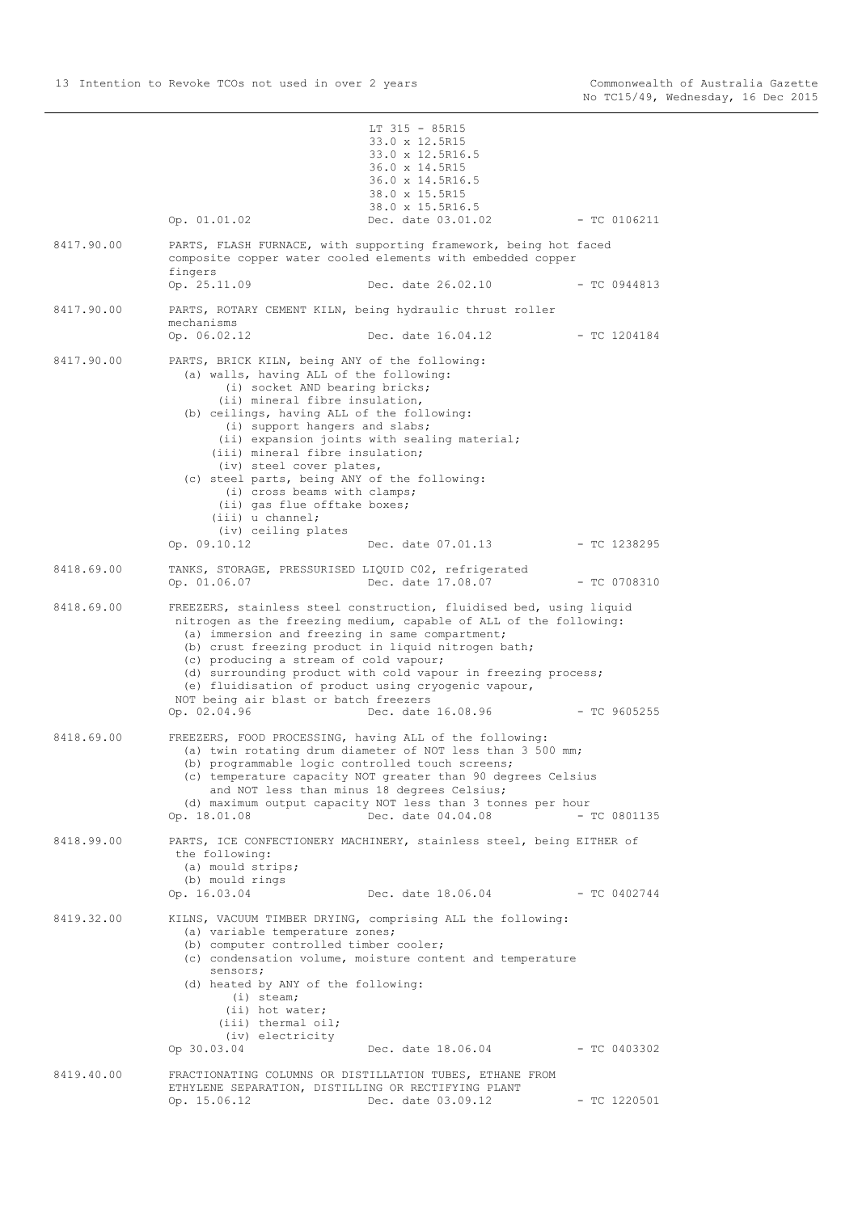LT 315 - 85R15
33.0 x 12.5R15
33.0 x 12.5R16.5
36.0 x 14.5R15
36.0 x 14.5R16.5
38.0 x 15.5R15
38.0 x 15.5R16.5

Op. 01.01.02 Dec. date 03.01.02 - TC 0106211

**8417.90.00** PARTS, FLASH FURNACE, with supporting framework, being hot faced composite copper water cooled elements with embedded copper fingers
Op. 25.11.09 Dec. date 26.02.10 - TC 0944813

**8417.90.00** PARTS, ROTARY CEMENT KILN, being hydraulic thrust roller mechanisms
Op. 06.02.12 Dec. date 16.04.12 - TC 1204184

**8417.90.00** PARTS, BRICK KILN, being ANY of the following:

- (a) walls, having ALL of the following:
  - (i) socket AND bearing bricks;
  - (ii) mineral fibre insulation,
- (b) ceilings, having ALL of the following:
  - (i) support hangers and slabs;
  - (ii) expansion joints with sealing material;
  - (iii) mineral fibre insulation;
  - (iv) steel cover plates,
- (c) steel parts, being ANY of the following:
  - (i) cross beams with clamps;
  - (ii) gas flue offtake boxes;
  - (iii) u channel;
  - (iv) ceiling plates

Op. 09.10.12 Dec. date 07.01.13 - TC 1238295

**8418.69.00** TANKS, STORAGE, PRESSURISED LIQUID C02, refrigerated
Op. 01.06.07 Dec. date 17.08.07 - TC 0708310

**8418.69.00** FREEZERS, stainless steel construction, fluidised bed, using liquid nitrogen as the freezing medium, capable of ALL of the following:

- (a) immersion and freezing in same compartment;
- (b) crust freezing product in liquid nitrogen bath;
- (c) producing a stream of cold vapour;
- (d) surrounding product with cold vapour in freezing process;
- (e) fluidisation of product using cryogenic vapour,

NOT being air blast or batch freezers
Op. 02.04.96 Dec. date 16.08.96 - TC 9605255

**8418.69.00** FREEZERS, FOOD PROCESSING, having ALL of the following:

- (a) twin rotating drum diameter of NOT less than 3 500 mm;
- (b) programmable logic controlled touch screens;
- (c) temperature capacity NOT greater than 90 degrees Celsius and NOT less than minus 18 degrees Celsius;
- (d) maximum output capacity NOT less than 3 tonnes per hour

Op. 18.01.08 Dec. date 04.04.08 - TC 0801135

**8418.99.00** PARTS, ICE CONFECTIONERY MACHINERY, stainless steel, being EITHER of the following:

- (a) mould strips;
- (b) mould rings

Op. 16.03.04 Dec. date 18.06.04 - TC 0402744

**8419.32.00** KILNS, VACUUM TIMBER DRYING, comprising ALL the following:

- (a) variable temperature zones;
- (b) computer controlled timber cooler;
- (c) condensation volume, moisture content and temperature sensors;
- (d) heated by ANY of the following:
  - (i) steam;
  - (ii) hot water;
  - (iii) thermal oil;
  - (iv) electricity

Op 30.03.04 Dec. date 18.06.04 - TC 0403302

**8419.40.00** FRACTIONATING COLUMNS OR DISTILLATION TUBES, ETHANE FROM ETHYLENE SEPARATION, DISTILLING OR RECTIFYING PLANT
Op. 15.06.12 Dec. date 03.09.12 - TC 1220501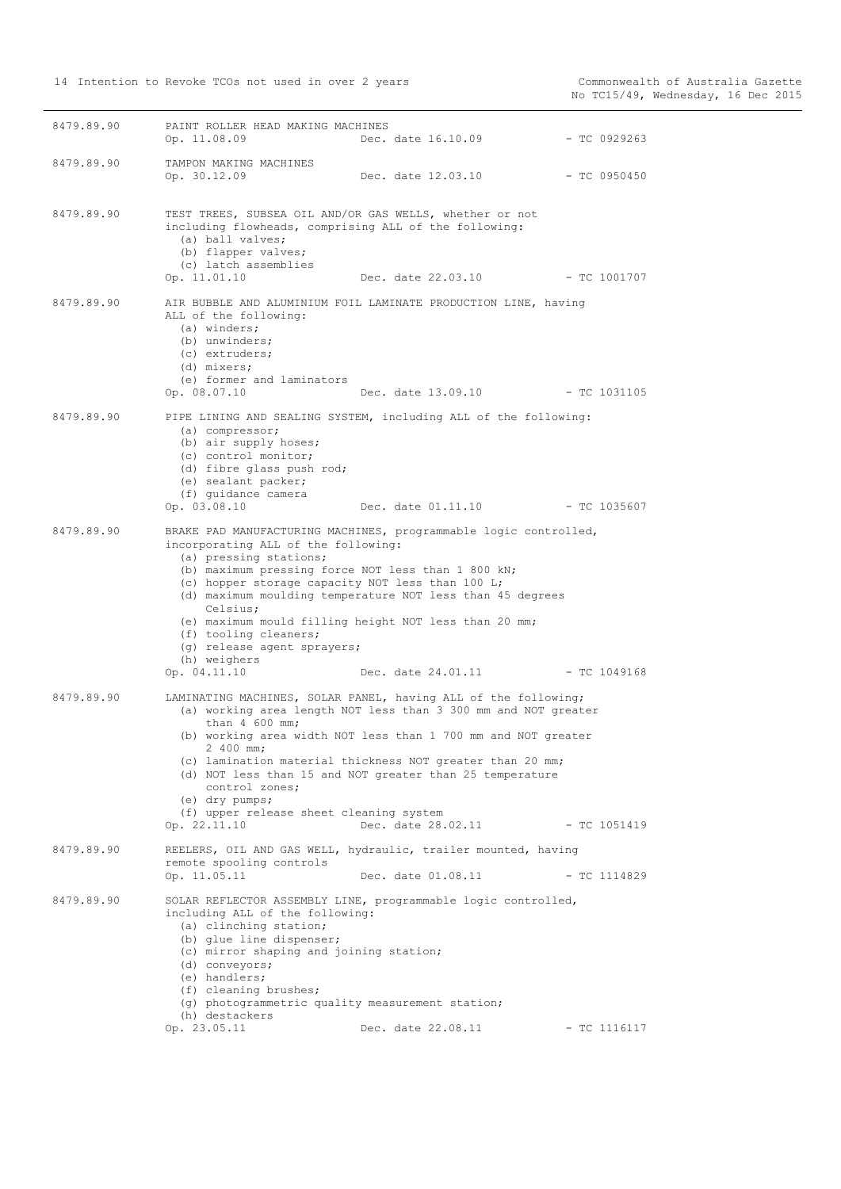8479.89.90 PAINT ROLLER HEAD MAKING MACHINES
Op. 11.08.09 Dec. date 16.10.09 - TC 0929263

8479.89.90 TAMPON MAKING MACHINES
Op. 30.12.09 Dec. date 12.03.10 - TC 0950450

8479.89.90 TEST TREES, SUBSEA OIL AND/OR GAS WELLS, whether or not including flowheads, comprising ALL of the following:
(a) ball valves;
(b) flapper valves;
(c) latch assemblies
Op. 11.01.10 Dec. date 22.03.10 - TC 1001707

8479.89.90 AIR BUBBLE AND ALUMINIUM FOIL LAMINATE PRODUCTION LINE, having ALL of the following:
(a) winders;
(b) unwinders;
(c) extruders;
(d) mixers;
(e) former and laminators
Op. 08.07.10 Dec. date 13.09.10 - TC 1031105

8479.89.90 PIPE LINING AND SEALING SYSTEM, including ALL of the following:
(a) compressor;
(b) air supply hoses;
(c) control monitor;
(d) fibre glass push rod;
(e) sealant packer;
(f) guidance camera
Op. 03.08.10 Dec. date 01.11.10 - TC 1035607

8479.89.90 BRAKE PAD MANUFACTURING MACHINES, programmable logic controlled, incorporating ALL of the following:
(a) pressing stations;
(b) maximum pressing force NOT less than 1 800 kN;
(c) hopper storage capacity NOT less than 100 L;
(d) maximum moulding temperature NOT less than 45 degrees Celsius;
(e) maximum mould filling height NOT less than 20 mm;
(f) tooling cleaners;
(g) release agent sprayers;
(h) weighers
Op. 04.11.10 Dec. date 24.01.11 - TC 1049168

8479.89.90 LAMINATING MACHINES, SOLAR PANEL, having ALL of the following;
(a) working area length NOT less than 3 300 mm and NOT greater than 4 600 mm;
(b) working area width NOT less than 1 700 mm and NOT greater 2 400 mm;
(c) lamination material thickness NOT greater than 20 mm;
(d) NOT less than 15 and NOT greater than 25 temperature control zones;
(e) dry pumps;
(f) upper release sheet cleaning system
Op. 22.11.10 Dec. date 28.02.11 - TC 1051419

8479.89.90 REELERS, OIL AND GAS WELL, hydraulic, trailer mounted, having remote spooling controls
Op. 11.05.11 Dec. date 01.08.11 - TC 1114829

8479.89.90 SOLAR REFLECTOR ASSEMBLY LINE, programmable logic controlled, including ALL of the following:
(a) clinching station;
(b) glue line dispenser;
(c) mirror shaping and joining station;
(d) conveyors;
(e) handlers;
(f) cleaning brushes;
(g) photogrammetric quality measurement station;
(h) destackers
Op. 23.05.11 Dec. date 22.08.11 - TC 1116117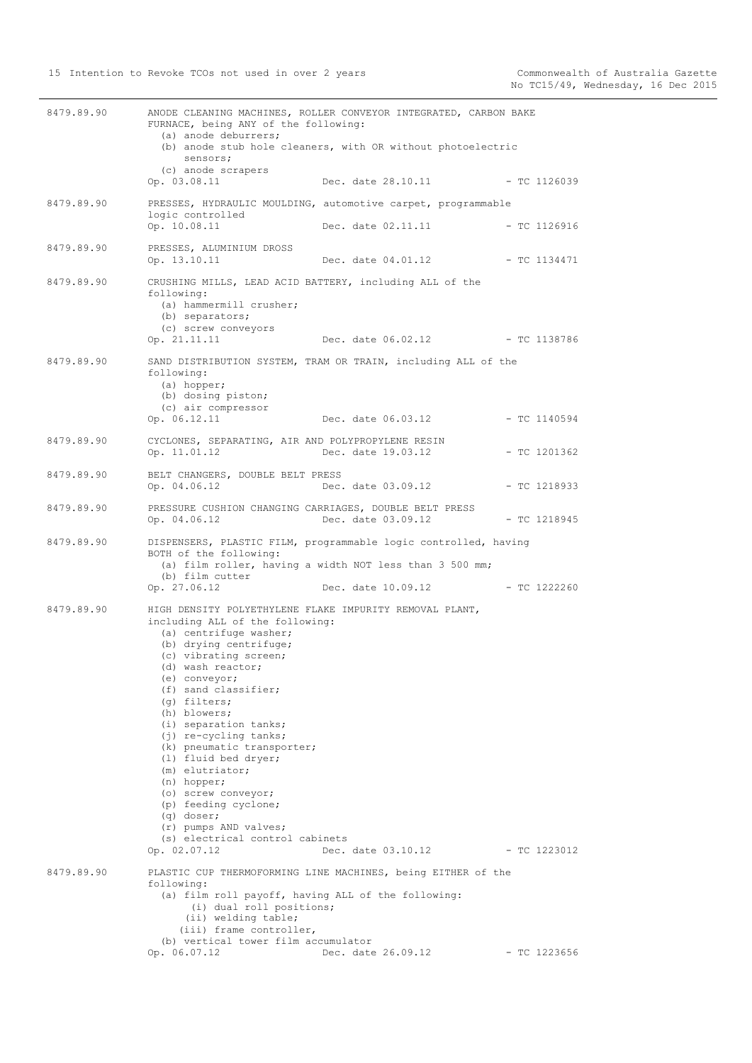8479.89.90 ANODE CLEANING MACHINES, ROLLER CONVEYOR INTEGRATED, CARBON BAKE FURNACE, being ANY of the following:
- (a) anode deburrers;
- (b) anode stub hole cleaners, with OR without photoelectric sensors;
- (c) anode scrapers

Op. 03.08.11 Dec. date 28.10.11 - TC 1126039

8479.89.90 PRESSES, HYDRAULIC MOULDING, automotive carpet, programmable logic controlled

Op. 10.08.11 Dec. date 02.11.11 - TC 1126916

8479.89.90 PRESSES, ALUMINIUM DROSS

Op. 13.10.11 Dec. date 04.01.12 - TC 1134471

8479.89.90 CRUSHING MILLS, LEAD ACID BATTERY, including ALL of the following:
- (a) hammermill crusher;
- (b) separators;
- (c) screw conveyors

Op. 21.11.11 Dec. date 06.02.12 - TC 1138786

8479.89.90 SAND DISTRIBUTION SYSTEM, TRAM OR TRAIN, including ALL of the following:
- (a) hopper;
- (b) dosing piston;
- (c) air compressor

Op. 06.12.11 Dec. date 06.03.12 - TC 1140594

8479.89.90 CYCLONES, SEPARATING, AIR AND POLYPROPYLENE RESIN

Op. 11.01.12 Dec. date 19.03.12 - TC 1201362

8479.89.90 BELT CHANGERS, DOUBLE BELT PRESS

Op. 04.06.12 Dec. date 03.09.12 - TC 1218933

8479.89.90 PRESSURE CUSHION CHANGING CARRIAGES, DOUBLE BELT PRESS

Op. 04.06.12 Dec. date 03.09.12 - TC 1218945

8479.89.90 DISPENSERS, PLASTIC FILM, programmable logic controlled, having BOTH of the following:
- (a) film roller, having a width NOT less than 3 500 mm;
- (b) film cutter

Op. 27.06.12 Dec. date 10.09.12 - TC 1222260

8479.89.90 HIGH DENSITY POLYETHYLENE FLAKE IMPURITY REMOVAL PLANT, including ALL of the following:
- (a) centrifuge washer;
- (b) drying centrifuge;
- (c) vibrating screen;
- (d) wash reactor;
- (e) conveyor;
- (f) sand classifier;
- (g) filters;
- (h) blowers;
- (i) separation tanks;
- (j) re-cycling tanks;
- (k) pneumatic transporter;
- (l) fluid bed dryer;
- (m) elutriator;
- (n) hopper;
- (o) screw conveyor;
- (p) feeding cyclone;
- (q) doser;
- (r) pumps AND valves;
- (s) electrical control cabinets

Op. 02.07.12 Dec. date 03.10.12 - TC 1223012

8479.89.90 PLASTIC CUP THERMOFORMING LINE MACHINES, being EITHER of the following:
- (a) film roll payoff, having ALL of the following:
  - (i) dual roll positions;
  - (ii) welding table;
  - (iii) frame controller,
- (b) vertical tower film accumulator

Op. 06.07.12 Dec. date 26.09.12 - TC 1223656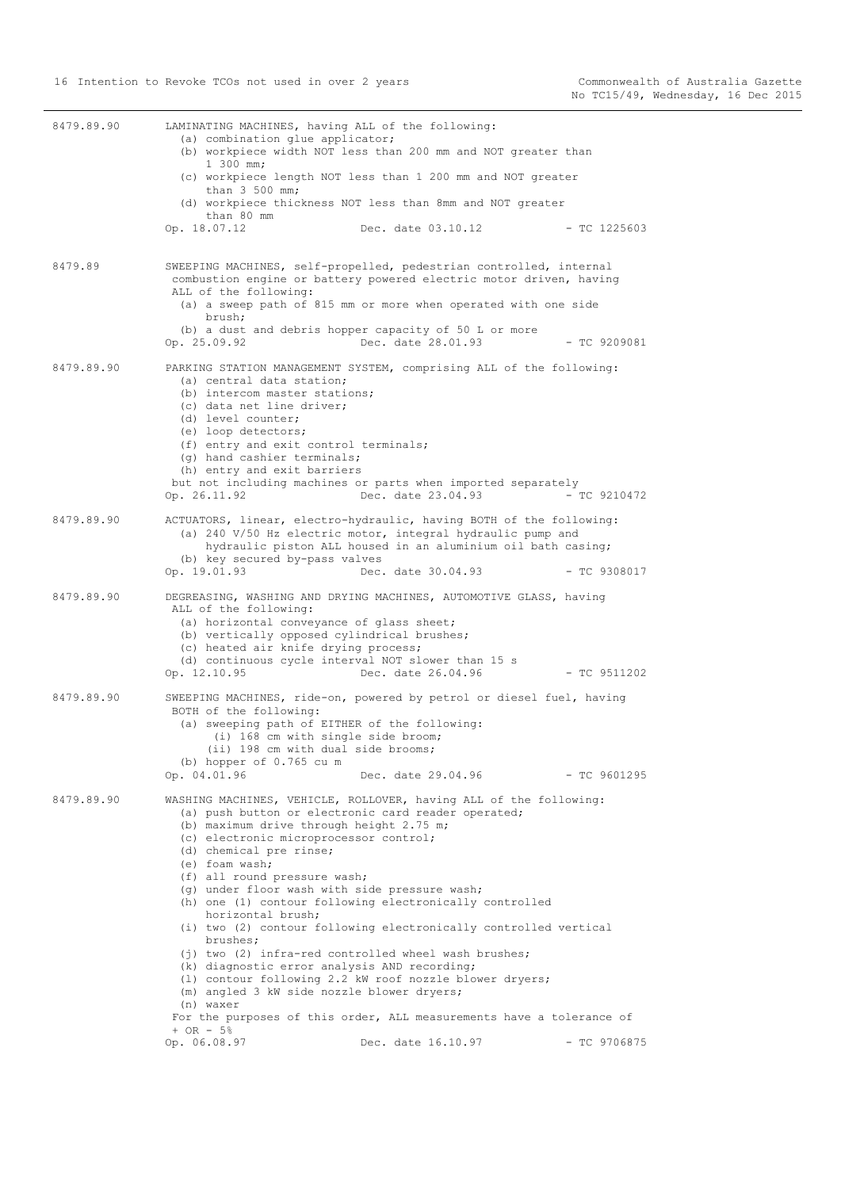8479.89.90 LAMINATING MACHINES, having ALL of the following:

(a) combination glue applicator;
(b) workpiece width NOT less than 200 mm and NOT greater than 1 300 mm;
(c) workpiece length NOT less than 1 200 mm and NOT greater than 3 500 mm;
(d) workpiece thickness NOT less than 8mm and NOT greater than 80 mm

Op. 18.07.12 Dec. date 03.10.12 - TC 1225603

8479.89 SWEEPING MACHINES, self-propelled, pedestrian controlled, internal combustion engine or battery powered electric motor driven, having ALL of the following:

(a) a sweep path of 815 mm or more when operated with one side brush;
(b) a dust and debris hopper capacity of 50 L or more

Op. 25.09.92 Dec. date 28.01.93 - TC 9209081

8479.89.90 PARKING STATION MANAGEMENT SYSTEM, comprising ALL of the following:

(a) central data station;
(b) intercom master stations;
(c) data net line driver;
(d) level counter;
(e) loop detectors;
(f) entry and exit control terminals;
(g) hand cashier terminals;
(h) entry and exit barriers

but not including machines or parts when imported separately

Op. 26.11.92 Dec. date 23.04.93 - TC 9210472

8479.89.90 ACTUATORS, linear, electro-hydraulic, having BOTH of the following:

(a) 240 V/50 Hz electric motor, integral hydraulic pump and hydraulic piston ALL housed in an aluminium oil bath casing;
(b) key secured by-pass valves

Op. 19.01.93 Dec. date 30.04.93 - TC 9308017

8479.89.90 DEGREASING, WASHING AND DRYING MACHINES, AUTOMOTIVE GLASS, having ALL of the following:

(a) horizontal conveyance of glass sheet;
(b) vertically opposed cylindrical brushes;
(c) heated air knife drying process;
(d) continuous cycle interval NOT slower than 15 s

Op. 12.10.95 Dec. date 26.04.96 - TC 9511202

8479.89.90 SWEEPING MACHINES, ride-on, powered by petrol or diesel fuel, having BOTH of the following:

(a) sweeping path of EITHER of the following:
  (i) 168 cm with single side broom;
  (ii) 198 cm with dual side brooms;
(b) hopper of 0.765 cu m

Op. 04.01.96 Dec. date 29.04.96 - TC 9601295

8479.89.90 WASHING MACHINES, VEHICLE, ROLLOVER, having ALL of the following:

(a) push button or electronic card reader operated;
(b) maximum drive through height 2.75 m;
(c) electronic microprocessor control;
(d) chemical pre rinse;
(e) foam wash;
(f) all round pressure wash;
(g) under floor wash with side pressure wash;
(h) one (1) contour following electronically controlled horizontal brush;
(i) two (2) contour following electronically controlled vertical brushes;
(j) two (2) infra-red controlled wheel wash brushes;
(k) diagnostic error analysis AND recording;
(l) contour following 2.2 kW roof nozzle blower dryers;
(m) angled 3 kW side nozzle blower dryers;
(n) waxer

For the purposes of this order, ALL measurements have a tolerance of + OR - 5%

Op. 06.08.97 Dec. date 16.10.97 - TC 9706875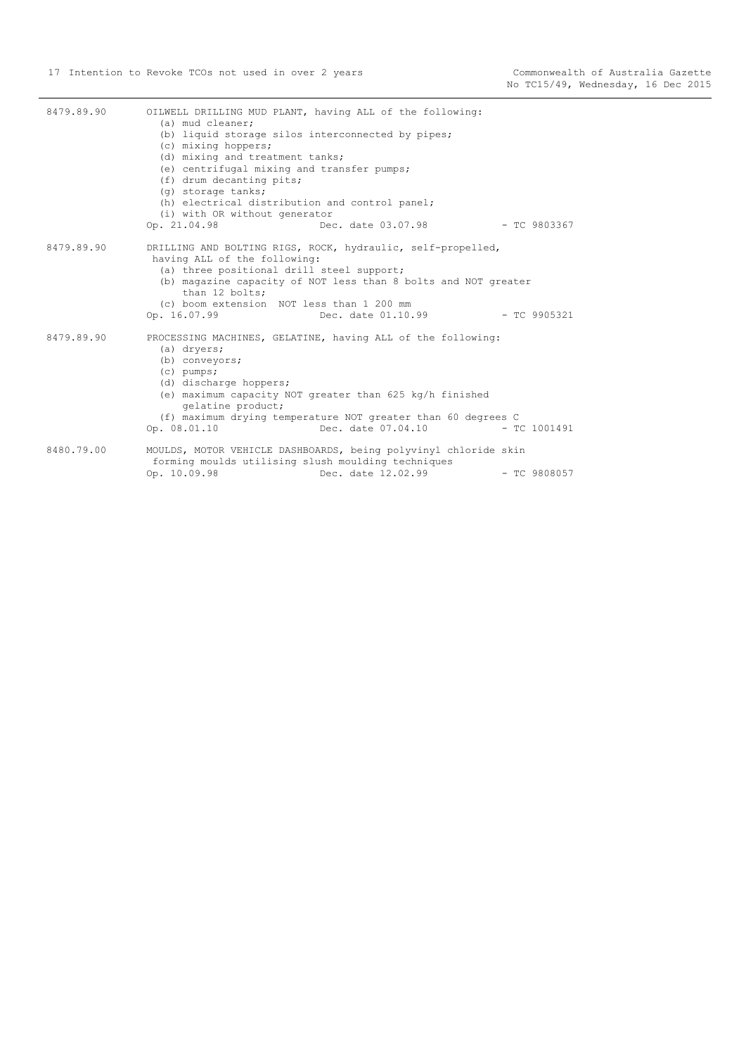| | |
|---|---|
| 8479.89.90 | OILWELL DRILLING MUD PLANT, having ALL of the following:<br>(a) mud cleaner;<br>(b) liquid storage silos interconnected by pipes;<br>(c) mixing hoppers;<br>(d) mixing and treatment tanks;<br>(e) centrifugal mixing and transfer pumps;<br>(f) drum decanting pits;<br>(g) storage tanks;<br>(h) electrical distribution and control panel;<br>(i) with OR without generator<br>Op. 21.04.98 Dec. date 03.07.98 - TC 9803367 |
| 8479.89.90 | DRILLING AND BOLTING RIGS, ROCK, hydraulic, self-propelled, having ALL of the following:<br>(a) three positional drill steel support;<br>(b) magazine capacity of NOT less than 8 bolts and NOT greater than 12 bolts;<br>(c) boom extension NOT less than 1 200 mm<br>Op. 16.07.99 Dec. date 01.10.99 - TC 9905321 |
| 8479.89.90 | PROCESSING MACHINES, GELATINE, having ALL of the following:<br>(a) dryers;<br>(b) conveyors;<br>(c) pumps;<br>(d) discharge hoppers;<br>(e) maximum capacity NOT greater than 625 kg/h finished gelatine product;<br>(f) maximum drying temperature NOT greater than 60 degrees C<br>Op. 08.01.10 Dec. date 07.04.10 - TC 1001491 |
| 8480.79.00 | MOULDS, MOTOR VEHICLE DASHBOARDS, being polyvinyl chloride skin forming moulds utilising slush moulding techniques<br>Op. 10.09.98 Dec. date 12.02.99 - TC 9808057 |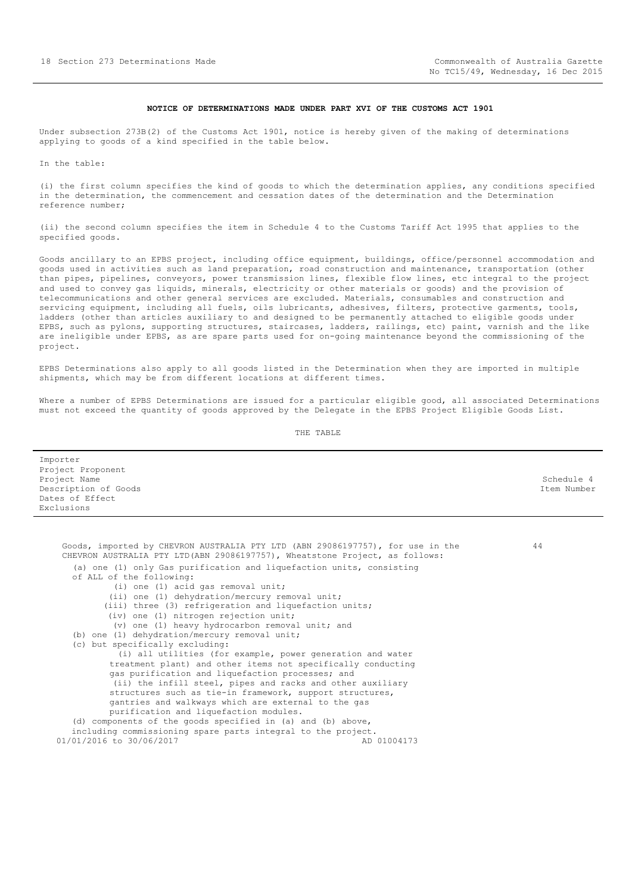## NOTICE OF DETERMINATIONS MADE UNDER PART XVI OF THE CUSTOMS ACT 1901

Under subsection 273B(2) of the Customs Act 1901, notice is hereby given of the making of determinations applying to goods of a kind specified in the table below.

In the table:

(i) the first column specifies the kind of goods to which the determination applies, any conditions specified in the determination, the commencement and cessation dates of the determination and the Determination reference number;

(ii) the second column specifies the item in Schedule 4 to the Customs Tariff Act 1995 that applies to the specified goods.

Goods ancillary to an EPBS project, including office equipment, buildings, office/personnel accommodation and goods used in activities such as land preparation, road construction and maintenance, transportation (other than pipes, pipelines, conveyors, power transmission lines, flexible flow lines, etc integral to the project and used to convey gas liquids, minerals, electricity or other materials or goods) and the provision of telecommunications and other general services are excluded. Materials, consumables and construction and servicing equipment, including all fuels, oils lubricants, adhesives, filters, protective garments, tools, ladders (other than articles auxiliary to and designed to be permanently attached to eligible goods under EPBS, such as pylons, supporting structures, staircases, ladders, railings, etc) paint, varnish and the like are ineligible under EPBS, as are spare parts used for on-going maintenance beyond the commissioning of the project.

EPBS Determinations also apply to all goods listed in the Determination when they are imported in multiple shipments, which may be from different locations at different times.

Where a number of EPBS Determinations are issued for a particular eligible good, all associated Determinations must not exceed the quantity of goods approved by the Delegate in the EPBS Project Eligible Goods List.

THE TABLE

| Importer<br>Project Proponent<br>Project Name<br>Description of Goods<br>Dates of Effect<br>Exclusions | Schedule 4<br>Item Number |
|---|---|
| Goods, imported by CHEVRON AUSTRALIA PTY LTD (ABN 29086197757), for use in the CHEVRON AUSTRALIA PTY LTD(ABN 29086197757), Wheatstone Project, as follows:<br>(a) one (1) only Gas purification and liquefaction units, consisting of ALL of the following:<br>(i) one (1) acid gas removal unit;<br>(ii) one (1) dehydration/mercury removal unit;<br>(iii) three (3) refrigeration and liquefaction units;<br>(iv) one (1) nitrogen rejection unit;<br>(v) one (1) heavy hydrocarbon removal unit; and<br>(b) one (1) dehydration/mercury removal unit;<br>(c) but specifically excluding:<br>(i) all utilities (for example, power generation and water treatment plant) and other items not specifically conducting gas purification and liquefaction processes; and<br>(ii) the infill steel, pipes and racks and other auxiliary structures such as tie-in framework, support structures, gantries and walkways which are external to the gas purification and liquefaction modules.<br>(d) components of the goods specified in (a) and (b) above, including commissioning spare parts integral to the project.<br>01/01/2016 to 30/06/2017 AD 01004173 | 44 |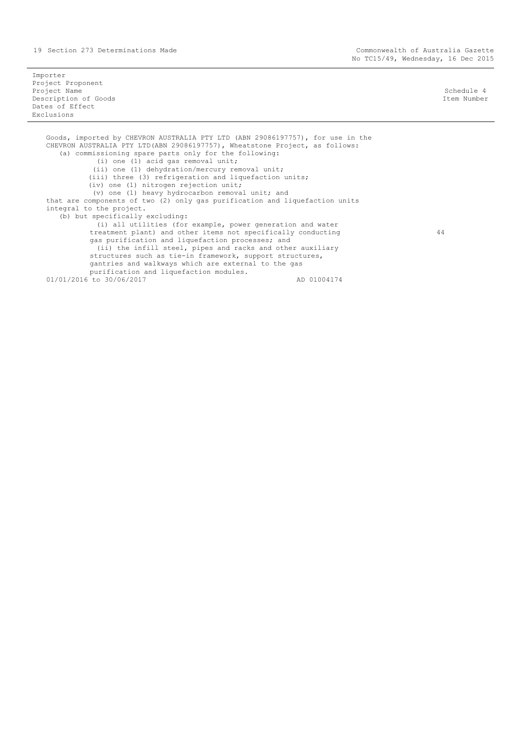| Importer<br>Project Proponent<br>Project Name<br>Description of Goods<br>Dates of Effect<br>Exclusions | Schedule 4<br>Item Number |
|---|---|
| Goods, imported by CHEVRON AUSTRALIA PTY LTD (ABN 29086197757), for use in the CHEVRON AUSTRALIA PTY LTD(ABN 29086197757), Wheatstone Project, as follows:<br>(a) commissioning spare parts only for the following:<br>(i) one (1) acid gas removal unit;<br>(ii) one (1) dehydration/mercury removal unit;<br>(iii) three (3) refrigeration and liquefaction units;<br>(iv) one (1) nitrogen rejection unit;<br>(v) one (1) heavy hydrocarbon removal unit; and<br>that are components of two (2) only gas purification and liquefaction units integral to the project.<br>(b) but specifically excluding:<br>(i) all utilities (for example, power generation and water treatment plant) and other items not specifically conducting gas purification and liquefaction processes; and<br>(ii) the infill steel, pipes and racks and other auxiliary structures such as tie-in framework, support structures, gantries and walkways which are external to the gas purification and liquefaction modules.<br>01/01/2016 to 30/06/2017 AD 01004174 | 44 |